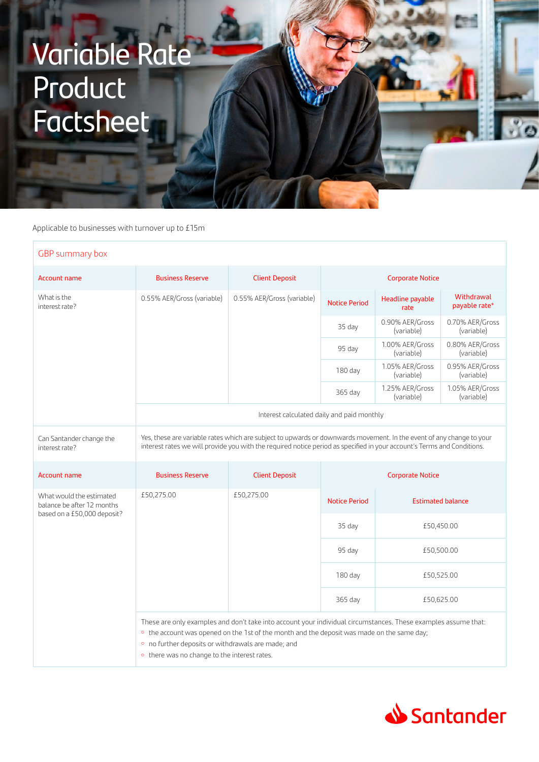# Variable Rate Product Factsheet

Applicable to businesses with turnover up to £15m

## GBP summary box

| Account name | Business Reserve | Client Deposit | Corporate Notice | | |
|---|---|---|---|---|---|
| What is the interest rate? | 0.55% AER/Gross (variable) | 0.55% AER/Gross (variable) | Notice Period | Headline payable rate | Withdrawal payable rate* |
| | | | 35 day | 0.90% AER/Gross (variable) | 0.70% AER/Gross (variable) |
| | | | 95 day | 1.00% AER/Gross (variable) | 0.80% AER/Gross (variable) |
| | | | 180 day | 1.05% AER/Gross (variable) | 0.95% AER/Gross (variable) |
| | | | 365 day | 1.25% AER/Gross (variable) | 1.05% AER/Gross (variable) |
| | Interest calculated daily and paid monthly | | | | |
| Can Santander change the interest rate? | Yes, these are variable rates which are subject to upwards or downwards movement. In the event of any change to your interest rates we will provide you with the required notice period as specified in your account's Terms and Conditions. | | | | |

| Account name | Business Reserve | Client Deposit | Corporate Notice | |
|---|---|---|---|---|
| What would the estimated balance be after 12 months based on a £50,000 deposit? | £50,275.00 | £50,275.00 | Notice Period | Estimated balance |
| | | | 35 day | £50,450.00 |
| | | | 95 day | £50,500.00 |
| | | | 180 day | £50,525.00 |
| | | | 365 day | £50,625.00 |

These are only examples and don't take into account your individual circumstances. These examples assume that:

- the account was opened on the 1st of the month and the deposit was made on the same day;
- no further deposits or withdrawals are made; and
- there was no change to the interest rates.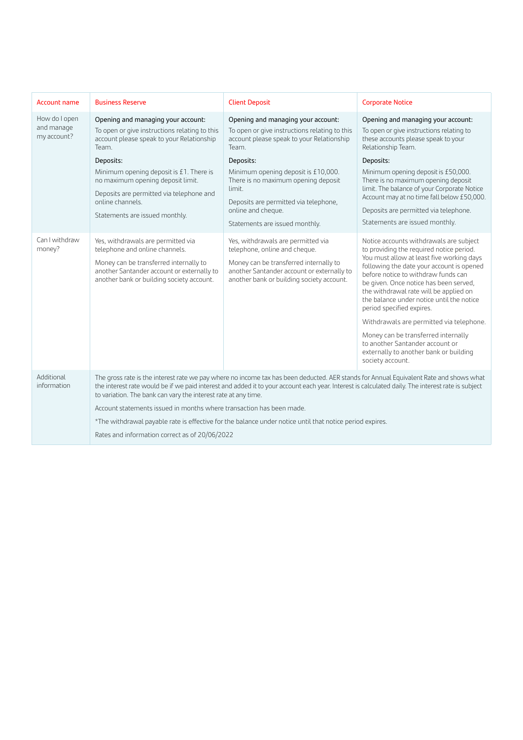| Account name | Business Reserve | Client Deposit | Corporate Notice |
| --- | --- | --- | --- |
| How do I open and manage my account? | **Opening and managing your account:**<br>To open or give instructions relating to this account please speak to your Relationship Team.<br>**Deposits:**<br>Minimum opening deposit is £1. There is no maximum opening deposit limit.<br>Deposits are permitted via telephone and online channels.<br>Statements are issued monthly. | **Opening and managing your account:**<br>To open or give instructions relating to this account please speak to your Relationship Team.<br>**Deposits:**<br>Minimum opening deposit is £10,000. There is no maximum opening deposit limit.<br>Deposits are permitted via telephone, online and cheque.<br>Statements are issued monthly. | **Opening and managing your account:**<br>To open or give instructions relating to these accounts please speak to your Relationship Team.<br>**Deposits:**<br>Minimum opening deposit is £50,000. There is no maximum opening deposit limit. The balance of your Corporate Notice Account may at no time fall below £50,000.<br>Deposits are permitted via telephone.<br>Statements are issued monthly. |
| Can I withdraw money? | Yes, withdrawals are permitted via telephone and online channels.<br>Money can be transferred internally to another Santander account or externally to another bank or building society account. | Yes, withdrawals are permitted via telephone, online and cheque.<br>Money can be transferred internally to another Santander account or externally to another bank or building society account. | Notice accounts withdrawals are subject to providing the required notice period. You must allow at least five working days following the date your account is opened before notice to withdraw funds can be given. Once notice has been served, the withdrawal rate will be applied on the balance under notice until the notice period specified expires.<br>Withdrawals are permitted via telephone.<br>Money can be transferred internally to another Santander account or externally to another bank or building society account. |
| Additional information | The gross rate is the interest rate we pay where no income tax has been deducted. AER stands for Annual Equivalent Rate and shows what the interest rate would be if we paid interest and added it to your account each year. Interest is calculated daily. The interest rate is subject to variation. The bank can vary the interest rate at any time.<br>Account statements issued in months where transaction has been made.<br>*The withdrawal payable rate is effective for the balance under notice until that notice period expires.<br>Rates and information correct as of 20/06/2022 | | |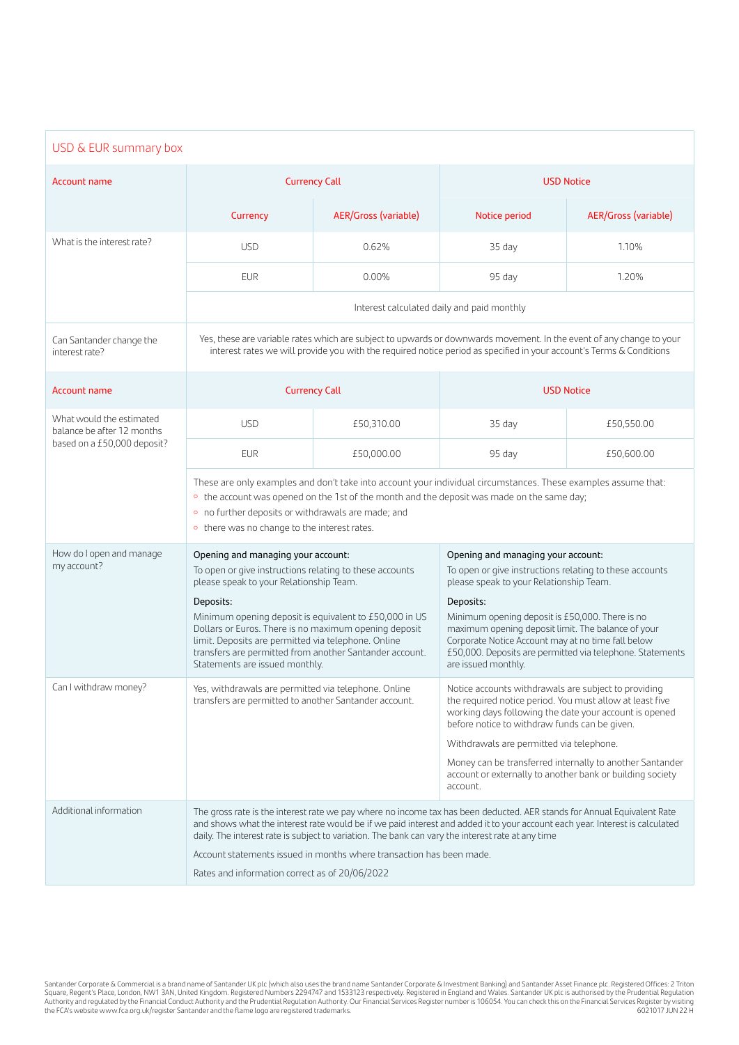## USD & EUR summary box

| Account name | Currency Call | | USD Notice | |
|---|---|---|---|---|
| | Currency | AER/Gross (variable) | Notice period | AER/Gross (variable) |
| What is the interest rate? | USD | 0.62% | 35 day | 1.10% |
| | EUR | 0.00% | 95 day | 1.20% |
| | Interest calculated daily and paid monthly | | | |
| Can Santander change the interest rate? | Yes, these are variable rates which are subject to upwards or downwards movement. In the event of any change to your interest rates we will provide you with the required notice period as specified in your account's Terms & Conditions | | | |
| Account name | Currency Call | | USD Notice | |
| What would the estimated balance be after 12 months based on a £50,000 deposit? | USD | £50,310.00 | 35 day | £50,550.00 |
| | EUR | £50,000.00 | 95 day | £50,600.00 |
| | These are only examples and don't take into account your individual circumstances. These examples assume that:<br>◦ the account was opened on the 1st of the month and the deposit was made on the same day;<br>◦ no further deposits or withdrawals are made; and<br>◦ there was no change to the interest rates. | | | |
| How do I open and manage my account? | **Opening and managing your account:**<br>To open or give instructions relating to these accounts please speak to your Relationship Team.<br>**Deposits:**<br>Minimum opening deposit is equivalent to £50,000 in US Dollars or Euros. There is no maximum opening deposit limit. Deposits are permitted via telephone. Online transfers are permitted from another Santander account. Statements are issued monthly. | | **Opening and managing your account:**<br>To open or give instructions relating to these accounts please speak to your Relationship Team.<br>**Deposits:**<br>Minimum opening deposit is £50,000. There is no maximum opening deposit limit. The balance of your Corporate Notice Account may at no time fall below £50,000. Deposits are permitted via telephone. Statements are issued monthly. | |
| Can I withdraw money? | Yes, withdrawals are permitted via telephone. Online transfers are permitted to another Santander account. | | Notice accounts withdrawals are subject to providing the required notice period. You must allow at least five working days following the date your account is opened before notice to withdraw funds can be given.<br>Withdrawals are permitted via telephone.<br>Money can be transferred internally to another Santander account or externally to another bank or building society account. | |
| Additional information | The gross rate is the interest rate we pay where no income tax has been deducted. AER stands for Annual Equivalent Rate and shows what the interest rate would be if we paid interest and added it to your account each year. Interest is calculated daily. The interest rate is subject to variation. The bank can vary the interest rate at any time<br>Account statements issued in months where transaction has been made.<br>Rates and information correct as of 20/06/2022 | | | |

Santander Corporate & Commercial is a brand name of Santander UK plc (which also uses the brand name Santander Corporate & Investment Banking) and Santander Asset Finance plc. Registered Offices: 2 Triton Square, Regent's Place, London, NW1 3AN, United Kingdom. Registered Numbers 2294747 and 1533123 respectively. Registered in England and Wales. Santander UK plc is authorised by the Prudential Regulation Authority and regulated by the Financial Conduct Authority and the Prudential Regulation Authority. Our Financial Services Register number is 106054. You can check this on the Financial Services Register by visiting the FCA's website www.fca.org.uk/register Santander and the flame logo are registered trademarks. 6021017 JUN 22 H